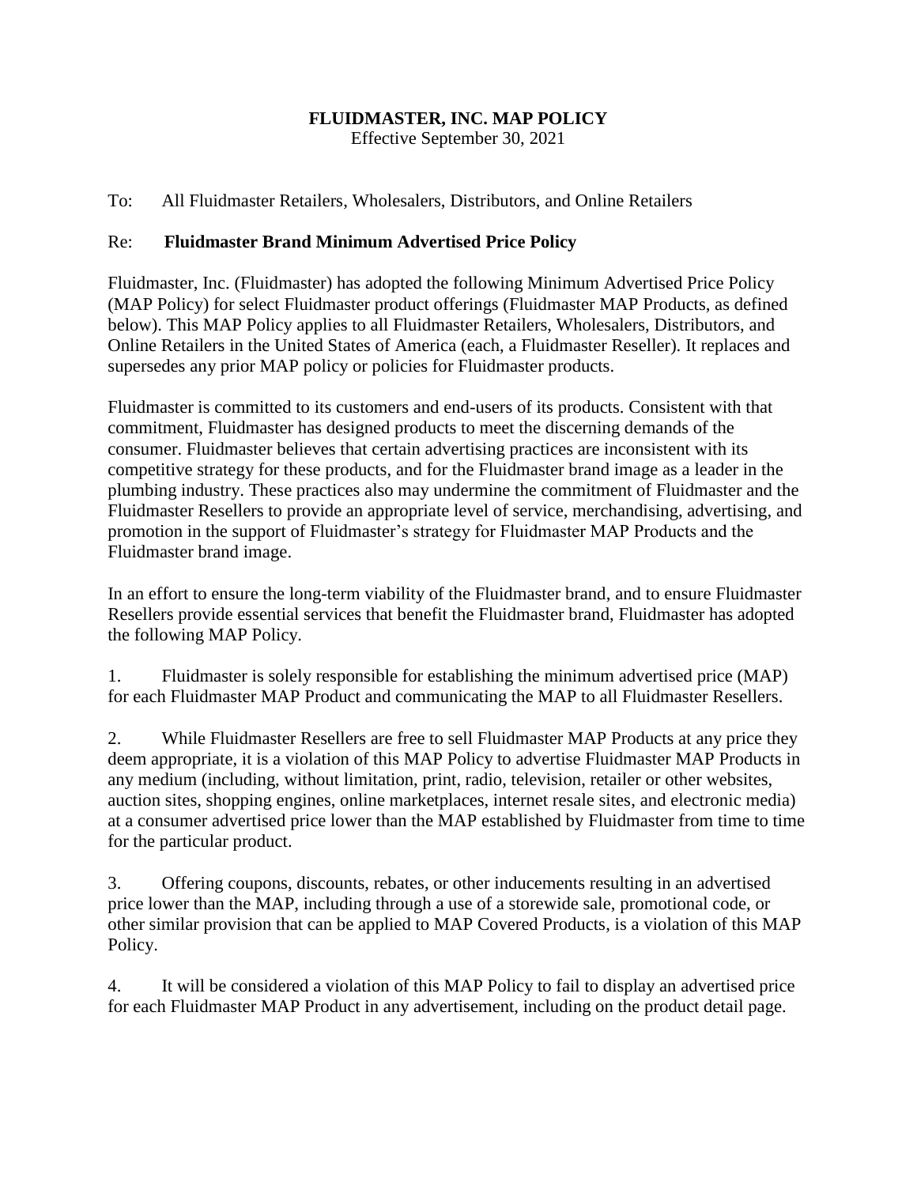# FLUIDMASTER, INC. MAP POLICY

Effective September 30, 2021

To: All Fluidmaster Retailers, Wholesalers, Distributors, and Online Retailers

Re: **Fluidmaster Brand Minimum Advertised Price Policy**

Fluidmaster, Inc. (Fluidmaster) has adopted the following Minimum Advertised Price Policy (MAP Policy) for select Fluidmaster product offerings (Fluidmaster MAP Products, as defined below). This MAP Policy applies to all Fluidmaster Retailers, Wholesalers, Distributors, and Online Retailers in the United States of America (each, a Fluidmaster Reseller). It replaces and supersedes any prior MAP policy or policies for Fluidmaster products.

Fluidmaster is committed to its customers and end-users of its products. Consistent with that commitment, Fluidmaster has designed products to meet the discerning demands of the consumer. Fluidmaster believes that certain advertising practices are inconsistent with its competitive strategy for these products, and for the Fluidmaster brand image as a leader in the plumbing industry. These practices also may undermine the commitment of Fluidmaster and the Fluidmaster Resellers to provide an appropriate level of service, merchandising, advertising, and promotion in the support of Fluidmaster's strategy for Fluidmaster MAP Products and the Fluidmaster brand image.

In an effort to ensure the long-term viability of the Fluidmaster brand, and to ensure Fluidmaster Resellers provide essential services that benefit the Fluidmaster brand, Fluidmaster has adopted the following MAP Policy.

1. Fluidmaster is solely responsible for establishing the minimum advertised price (MAP) for each Fluidmaster MAP Product and communicating the MAP to all Fluidmaster Resellers.

2. While Fluidmaster Resellers are free to sell Fluidmaster MAP Products at any price they deem appropriate, it is a violation of this MAP Policy to advertise Fluidmaster MAP Products in any medium (including, without limitation, print, radio, television, retailer or other websites, auction sites, shopping engines, online marketplaces, internet resale sites, and electronic media) at a consumer advertised price lower than the MAP established by Fluidmaster from time to time for the particular product.

3. Offering coupons, discounts, rebates, or other inducements resulting in an advertised price lower than the MAP, including through a use of a storewide sale, promotional code, or other similar provision that can be applied to MAP Covered Products, is a violation of this MAP Policy.

4. It will be considered a violation of this MAP Policy to fail to display an advertised price for each Fluidmaster MAP Product in any advertisement, including on the product detail page.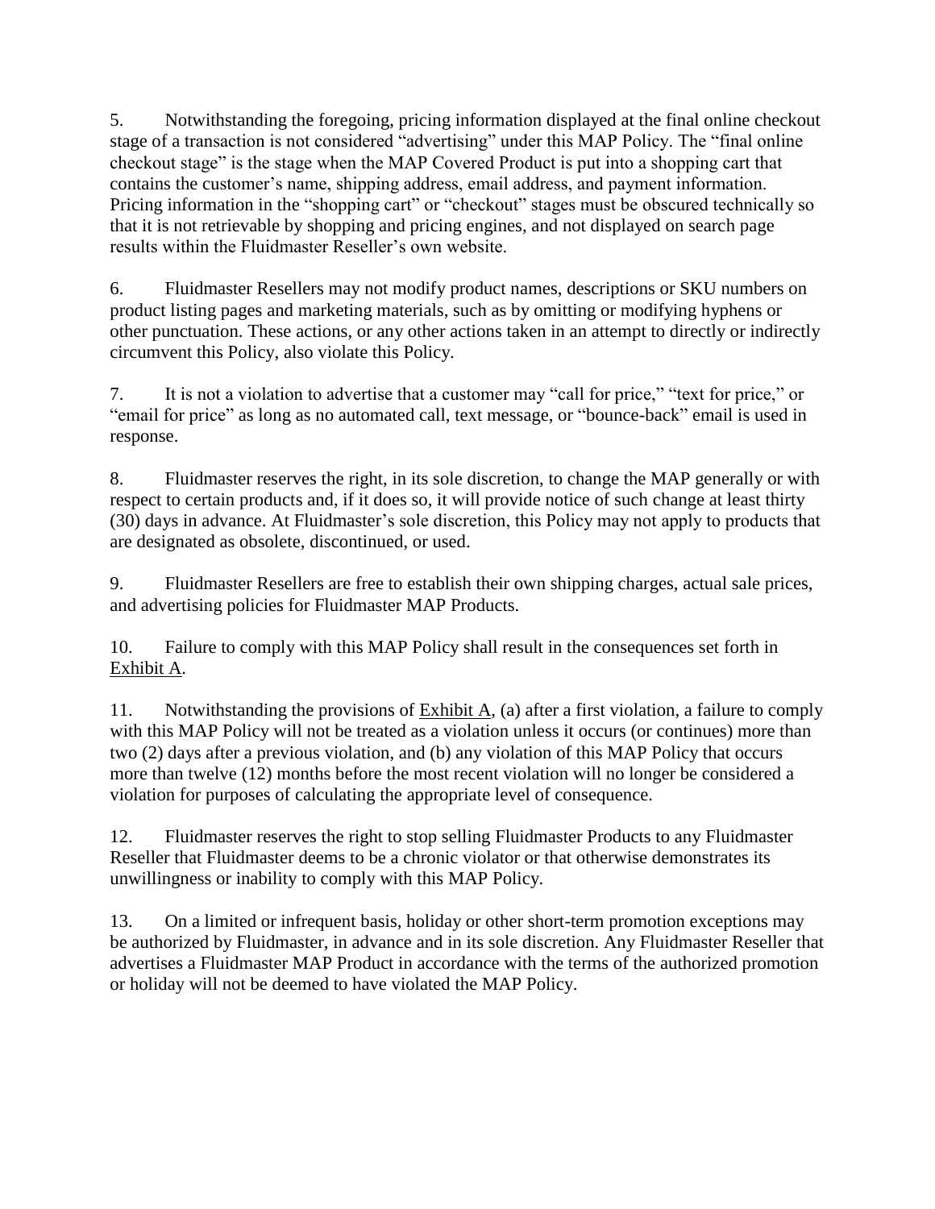5. Notwithstanding the foregoing, pricing information displayed at the final online checkout stage of a transaction is not considered "advertising" under this MAP Policy. The "final online checkout stage" is the stage when the MAP Covered Product is put into a shopping cart that contains the customer's name, shipping address, email address, and payment information. Pricing information in the "shopping cart" or "checkout" stages must be obscured technically so that it is not retrievable by shopping and pricing engines, and not displayed on search page results within the Fluidmaster Reseller's own website.

6. Fluidmaster Resellers may not modify product names, descriptions or SKU numbers on product listing pages and marketing materials, such as by omitting or modifying hyphens or other punctuation. These actions, or any other actions taken in an attempt to directly or indirectly circumvent this Policy, also violate this Policy.

7. It is not a violation to advertise that a customer may "call for price," "text for price," or "email for price" as long as no automated call, text message, or "bounce-back" email is used in response.

8. Fluidmaster reserves the right, in its sole discretion, to change the MAP generally or with respect to certain products and, if it does so, it will provide notice of such change at least thirty (30) days in advance. At Fluidmaster's sole discretion, this Policy may not apply to products that are designated as obsolete, discontinued, or used.

9. Fluidmaster Resellers are free to establish their own shipping charges, actual sale prices, and advertising policies for Fluidmaster MAP Products.

10. Failure to comply with this MAP Policy shall result in the consequences set forth in Exhibit A.

11. Notwithstanding the provisions of Exhibit A, (a) after a first violation, a failure to comply with this MAP Policy will not be treated as a violation unless it occurs (or continues) more than two (2) days after a previous violation, and (b) any violation of this MAP Policy that occurs more than twelve (12) months before the most recent violation will no longer be considered a violation for purposes of calculating the appropriate level of consequence.

12. Fluidmaster reserves the right to stop selling Fluidmaster Products to any Fluidmaster Reseller that Fluidmaster deems to be a chronic violator or that otherwise demonstrates its unwillingness or inability to comply with this MAP Policy.

13. On a limited or infrequent basis, holiday or other short-term promotion exceptions may be authorized by Fluidmaster, in advance and in its sole discretion. Any Fluidmaster Reseller that advertises a Fluidmaster MAP Product in accordance with the terms of the authorized promotion or holiday will not be deemed to have violated the MAP Policy.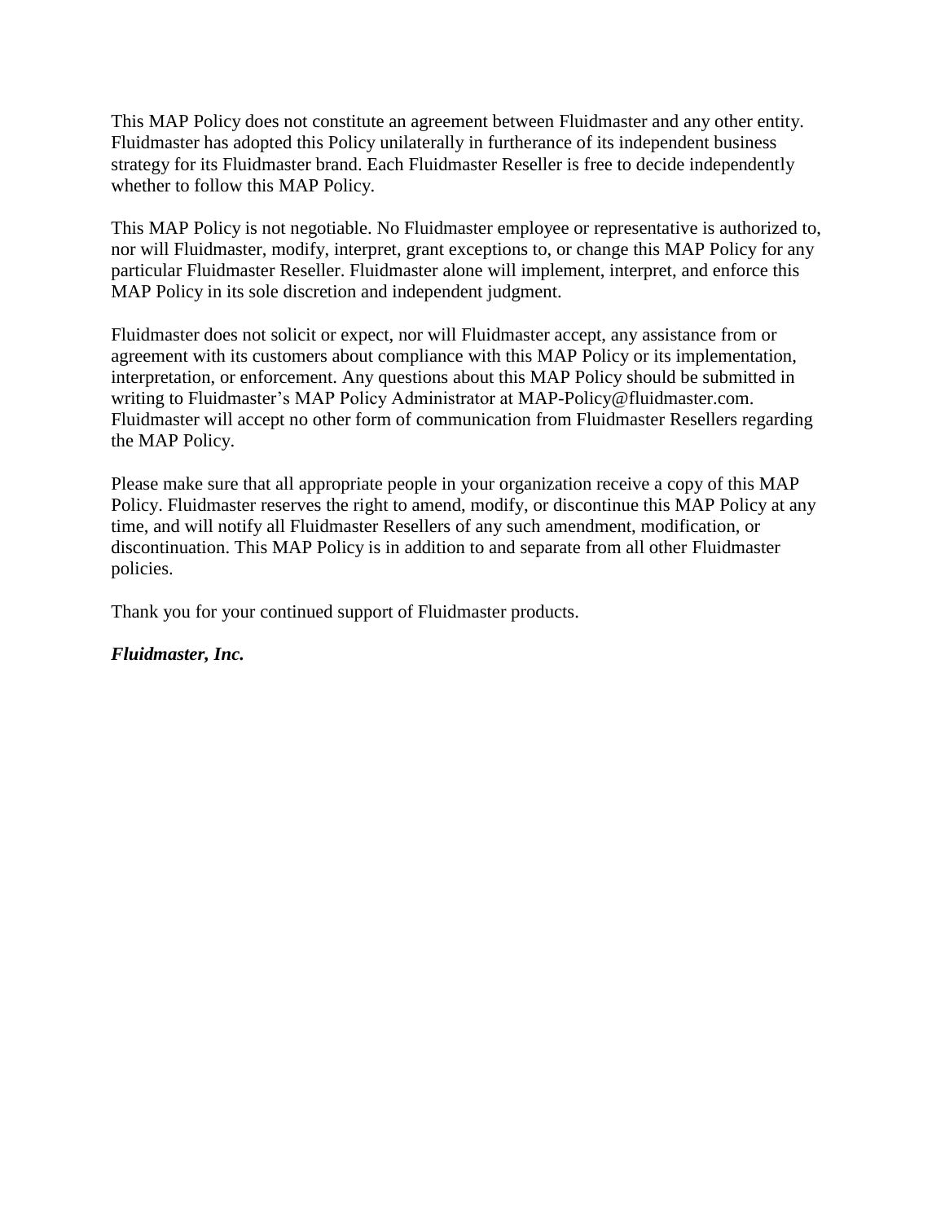This MAP Policy does not constitute an agreement between Fluidmaster and any other entity. Fluidmaster has adopted this Policy unilaterally in furtherance of its independent business strategy for its Fluidmaster brand. Each Fluidmaster Reseller is free to decide independently whether to follow this MAP Policy.

This MAP Policy is not negotiable. No Fluidmaster employee or representative is authorized to, nor will Fluidmaster, modify, interpret, grant exceptions to, or change this MAP Policy for any particular Fluidmaster Reseller. Fluidmaster alone will implement, interpret, and enforce this MAP Policy in its sole discretion and independent judgment.

Fluidmaster does not solicit or expect, nor will Fluidmaster accept, any assistance from or agreement with its customers about compliance with this MAP Policy or its implementation, interpretation, or enforcement. Any questions about this MAP Policy should be submitted in writing to Fluidmaster's MAP Policy Administrator at MAP-Policy@fluidmaster.com. Fluidmaster will accept no other form of communication from Fluidmaster Resellers regarding the MAP Policy.

Please make sure that all appropriate people in your organization receive a copy of this MAP Policy. Fluidmaster reserves the right to amend, modify, or discontinue this MAP Policy at any time, and will notify all Fluidmaster Resellers of any such amendment, modification, or discontinuation. This MAP Policy is in addition to and separate from all other Fluidmaster policies.

Thank you for your continued support of Fluidmaster products.

***Fluidmaster, Inc.***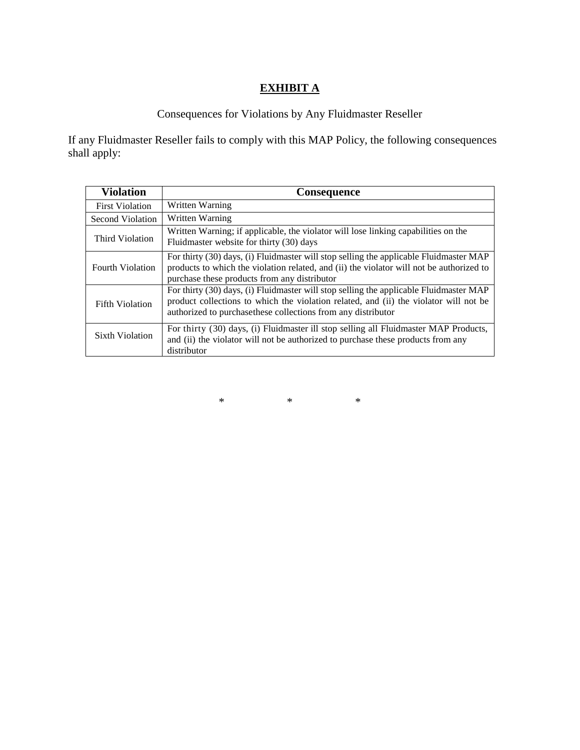# **EXHIBIT A**

Consequences for Violations by Any Fluidmaster Reseller

If any Fluidmaster Reseller fails to comply with this MAP Policy, the following consequences shall apply:

| Violation | Consequence |
| --- | --- |
| First Violation | Written Warning |
| Second Violation | Written Warning |
| Third Violation | Written Warning; if applicable, the violator will lose linking capabilities on the Fluidmaster website for thirty (30) days |
| Fourth Violation | For thirty (30) days, (i) Fluidmaster will stop selling the applicable Fluidmaster MAP products to which the violation related, and (ii) the violator will not be authorized to purchase these products from any distributor |
| Fifth Violation | For thirty (30) days, (i) Fluidmaster will stop selling the applicable Fluidmaster MAP product collections to which the violation related, and (ii) the violator will not be authorized to purchasethese collections from any distributor |
| Sixth Violation | For thirty (30) days, (i) Fluidmaster ill stop selling all Fluidmaster MAP Products, and (ii) the violator will not be authorized to purchase these products from any distributor |

\* \* \*